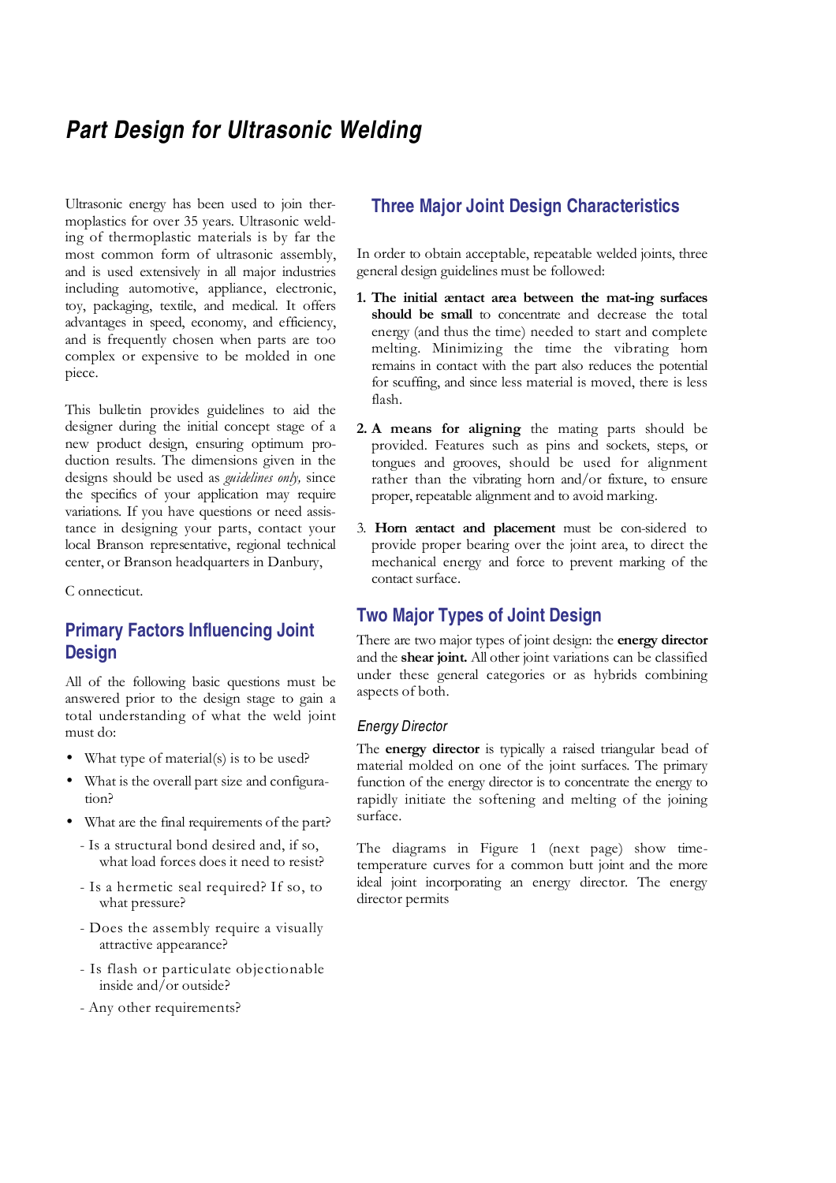# Part Design for Ultrasonic Welding

Ultrasonic energy has been used to join thermoplastics for over 35 years. Ultrasonic welding of thermoplastic materials is by far the most common form of ultrasonic assembly, and is used extensively in all major industries including automotive, appliance, electronic, toy, packaging, textile, and medical. It offers advantages in speed, economy, and efficiency, and is frequently chosen when parts are too complex or expensive to be molded in one piece.

This bulletin provides guidelines to aid the designer during the initial concept stage of a new product design, ensuring optimum production results. The dimensions given in the designs should be used as *guidelines only,* since the specifics of your application may require variations. If you have questions or need assistance in designing your parts, contact your local Branson representative, regional technical center, or Branson headquarters in Danbury,

C onnecticut.

## Primary Factors Influencing Joint Design

All of the following basic questions must be answered prior to the design stage to gain a total understanding of what the weld joint must do:

- What type of material(s) is to be used?
- What is the overall part size and configuration?
- What are the final requirements of the part?
  - Is a structural bond desired and, if so, what load forces does it need to resist?
  - Is a hermetic seal required? If so, to what pressure?
  - Does the assembly require a visually attractive appearance?
  - Is flash or particulate objectionable inside and/or outside?
  - Any other requirements?

## Three Major Joint Design Characteristics

In order to obtain acceptable, repeatable welded joints, three general design guidelines must be followed:

1. **The initial contact area between the mat-ing surfaces should be small** to concentrate and decrease the total energy (and thus the time) needed to start and complete melting. Minimizing the time the vibrating horn remains in contact with the part also reduces the potential for scuffing, and since less material is moved, there is less flash.

2. **A means for aligning** the mating parts should be provided. Features such as pins and sockets, steps, or tongues and grooves, should be used for alignment rather than the vibrating horn and/or fixture, to ensure proper, repeatable alignment and to avoid marking.

3. **Horn contact and placement** must be con-sidered to provide proper bearing over the joint area, to direct the mechanical energy and force to prevent marking of the contact surface.

## Two Major Types of Joint Design

There are two major types of joint design: the **energy director** and the **shear joint.** All other joint variations can be classified under these general categories or as hybrids combining aspects of both.

### *Energy Director*

The **energy director** is typically a raised triangular bead of material molded on one of the joint surfaces. The primary function of the energy director is to concentrate the energy to rapidly initiate the softening and melting of the joining surface.

The diagrams in Figure 1 (next page) show time-temperature curves for a common butt joint and the more ideal joint incorporating an energy director. The energy director permits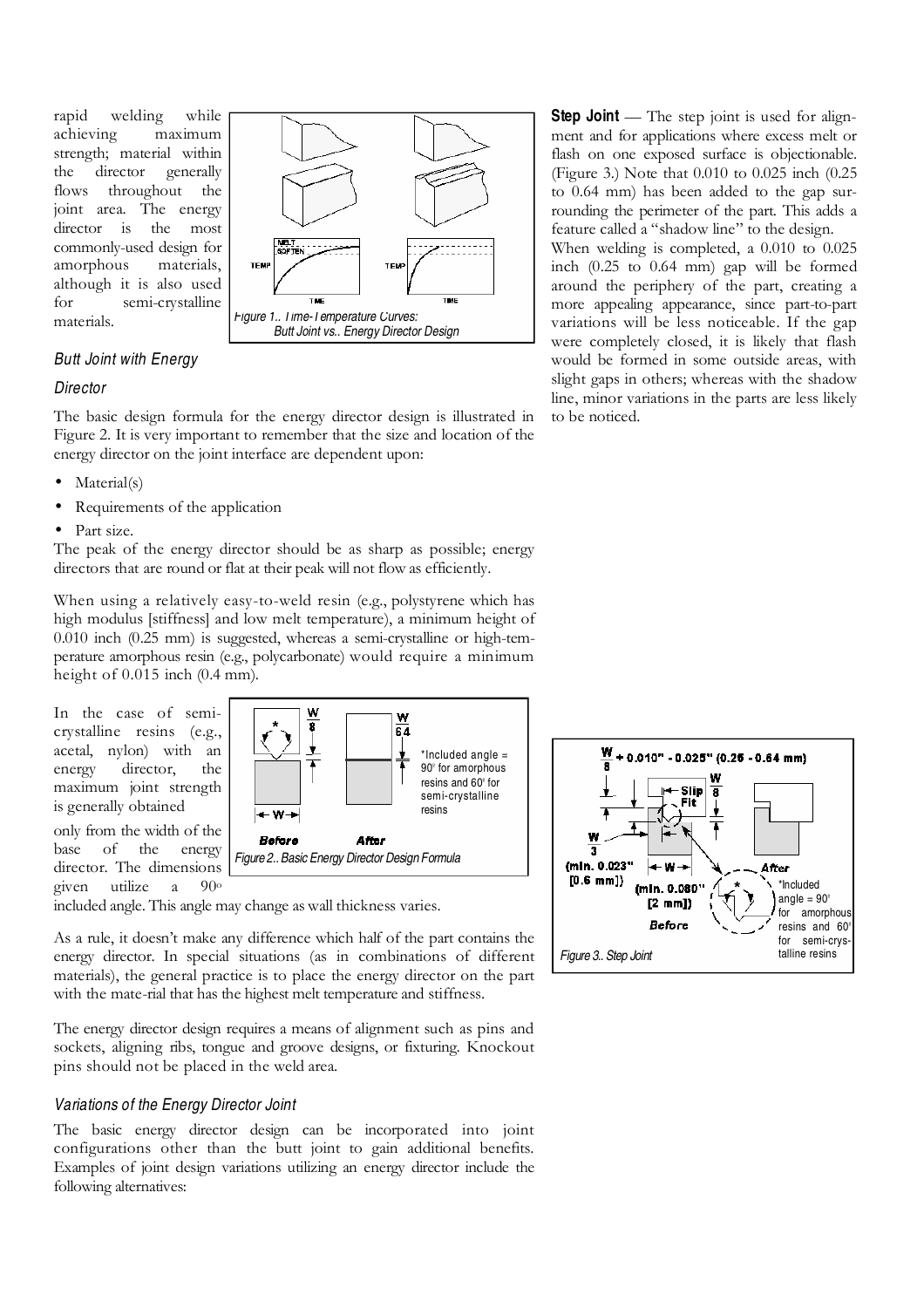rapid welding while achieving maximum strength; material within the director generally flows throughout the joint area. The energy director is the most commonly-used design for amorphous materials, although it is also used for semi-crystalline materials.

Figure 1.. Time-Temperature Curves: Butt Joint vs.. Energy Director Design

### *Butt Joint with Energy Director*

The basic design formula for the energy director design is illustrated in Figure 2. It is very important to remember that the size and location of the energy director on the joint interface are dependent upon:

- Material(s)
- Requirements of the application
- Part size.

The peak of the energy director should be as sharp as possible; energy directors that are round or flat at their peak will not flow as efficiently.

When using a relatively easy-to-weld resin (e.g., polystyrene which has high modulus [stiffness] and low melt temperature), a minimum height of 0.010 inch (0.25 mm) is suggested, whereas a semi-crystalline or high-temperature amorphous resin (e.g., polycarbonate) would require a minimum height of 0.015 inch (0.4 mm).

In the case of semi-crystalline resins (e.g., acetal, nylon) with an energy director, the maximum joint strength is generally obtained only from the width of the base of the energy director. The dimensions given utilize a 90° included angle. This angle may change as wall thickness varies.

Figure 2.. Basic Energy Director Design Formula

As a rule, it doesn't make any difference which half of the part contains the energy director. In special situations (as in combinations of different materials), the general practice is to place the energy director on the part with the mate-rial that has the highest melt temperature and stiffness.

The energy director design requires a means of alignment such as pins and sockets, aligning ribs, tongue and groove designs, or fixturing. Knockout pins should not be placed in the weld area.

### *Variations of the Energy Director Joint*

The basic energy director design can be incorporated into joint configurations other than the butt joint to gain additional benefits. Examples of joint design variations utilizing an energy director include the following alternatives:

**Step Joint** — The step joint is used for alignment and for applications where excess melt or flash on one exposed surface is objectionable. (Figure 3.) Note that 0.010 to 0.025 inch (0.25 to 0.64 mm) has been added to the gap surrounding the perimeter of the part. This adds a feature called a "shadow line" to the design.

When welding is completed, a 0.010 to 0.025 inch (0.25 to 0.64 mm) gap will be formed around the periphery of the part, creating a more appealing appearance, since part-to-part variations will be less noticeable. If the gap were completely closed, it is likely that flash would be formed in some outside areas, with slight gaps in others; whereas with the shadow line, minor variations in the parts are less likely to be noticed.

Figure 3.. Step Joint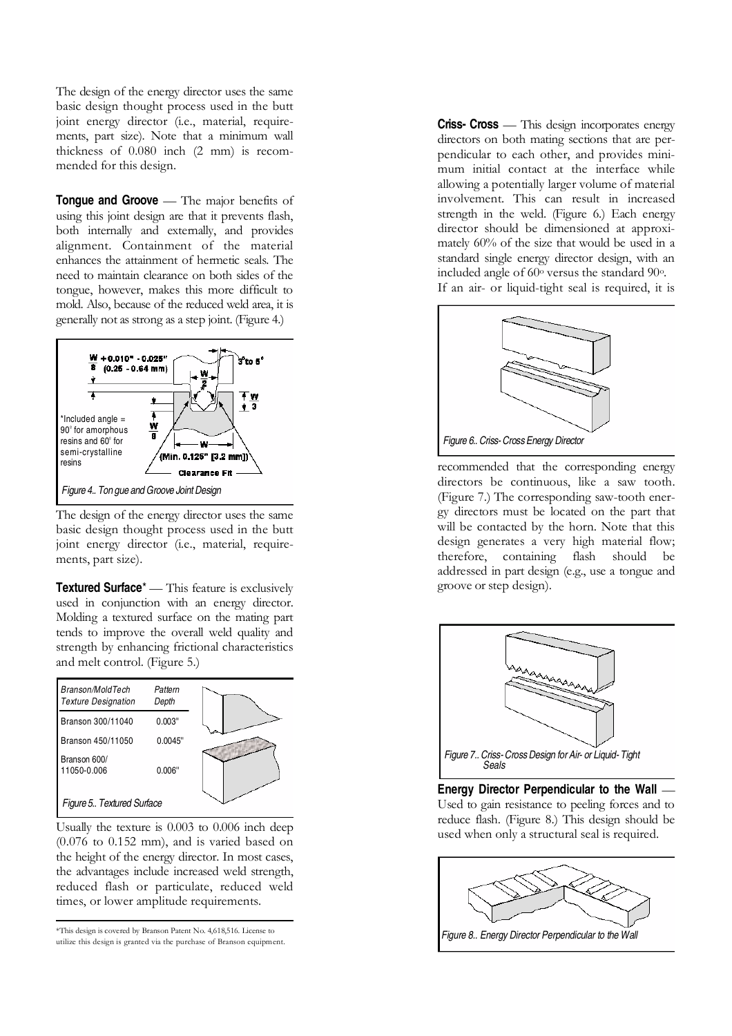The design of the energy director uses the same basic design thought process used in the butt joint energy director (i.e., material, requirements, part size). Note that a minimum wall thickness of 0.080 inch (2 mm) is recommended for this design.

**Tongue and Groove** — The major benefits of using this joint design are that it prevents flash, both internally and externally, and provides alignment. Containment of the material enhances the attainment of hermetic seals. The need to maintain clearance on both sides of the tongue, however, makes this more difficult to mold. Also, because of the reduced weld area, it is generally not as strong as a step joint. (Figure 4.)

*Included angle = 90° for amorphous resins and 60° for semi-crystalline resins

W/8 + 0.010" - 0.025" (0.25 - 0.64 mm)

3° to 5°

W/2

W/3

W/8

W

(Min. 0.125" [3.2 mm])

Clearance Fit

*Figure 4.. Tongue and Groove Joint Design*

The design of the energy director uses the same basic design thought process used in the butt joint energy director (i.e., material, requirements, part size).

**Textured Surface*** — This feature is exclusively used in conjunction with an energy director. Molding a textured surface on the mating part tends to improve the overall weld quality and strength by enhancing frictional characteristics and melt control. (Figure 5.)

| Branson/MoldTech Texture Designation | Pattern Depth |
|---|---|
| Branson 300/11040 | 0.003" |
| Branson 450/11050 | 0.0045" |
| Branson 600/ 11050-0.006 | 0.006" |

*Figure 5.. Textured Surface*

Usually the texture is 0.003 to 0.006 inch deep (0.076 to 0.152 mm), and is varied based on the height of the energy director. In most cases, the advantages include increased weld strength, reduced flash or particulate, reduced weld times, or lower amplitude requirements.

*This design is covered by Branson Patent No. 4,618,516. License to utilize this design is granted via the purchase of Branson equipment.

**Criss- Cross** — This design incorporates energy directors on both mating sections that are perpendicular to each other, and provides minimum initial contact at the interface while allowing a potentially larger volume of material involvement. This can result in increased strength in the weld. (Figure 6.) Each energy director should be dimensioned at approximately 60% of the size that would be used in a standard single energy director design, with an included angle of 60° versus the standard 90°.
If an air- or liquid-tight seal is required, it is recommended that the corresponding energy directors be continuous, like a saw tooth. (Figure 7.) The corresponding saw-tooth energy directors must be located on the part that will be contacted by the horn. Note that this design generates a very high material flow; therefore, containing flash should be addressed in part design (e.g., use a tongue and groove or step design).

*Figure 6.. Criss- Cross Energy Director*

*Figure 7.. Criss- Cross Design for Air- or Liquid- Tight Seals*

**Energy Director Perpendicular to the Wall** — Used to gain resistance to peeling forces and to reduce flash. (Figure 8.) This design should be used when only a structural seal is required.

*Figure 8.. Energy Director Perpendicular to the Wall*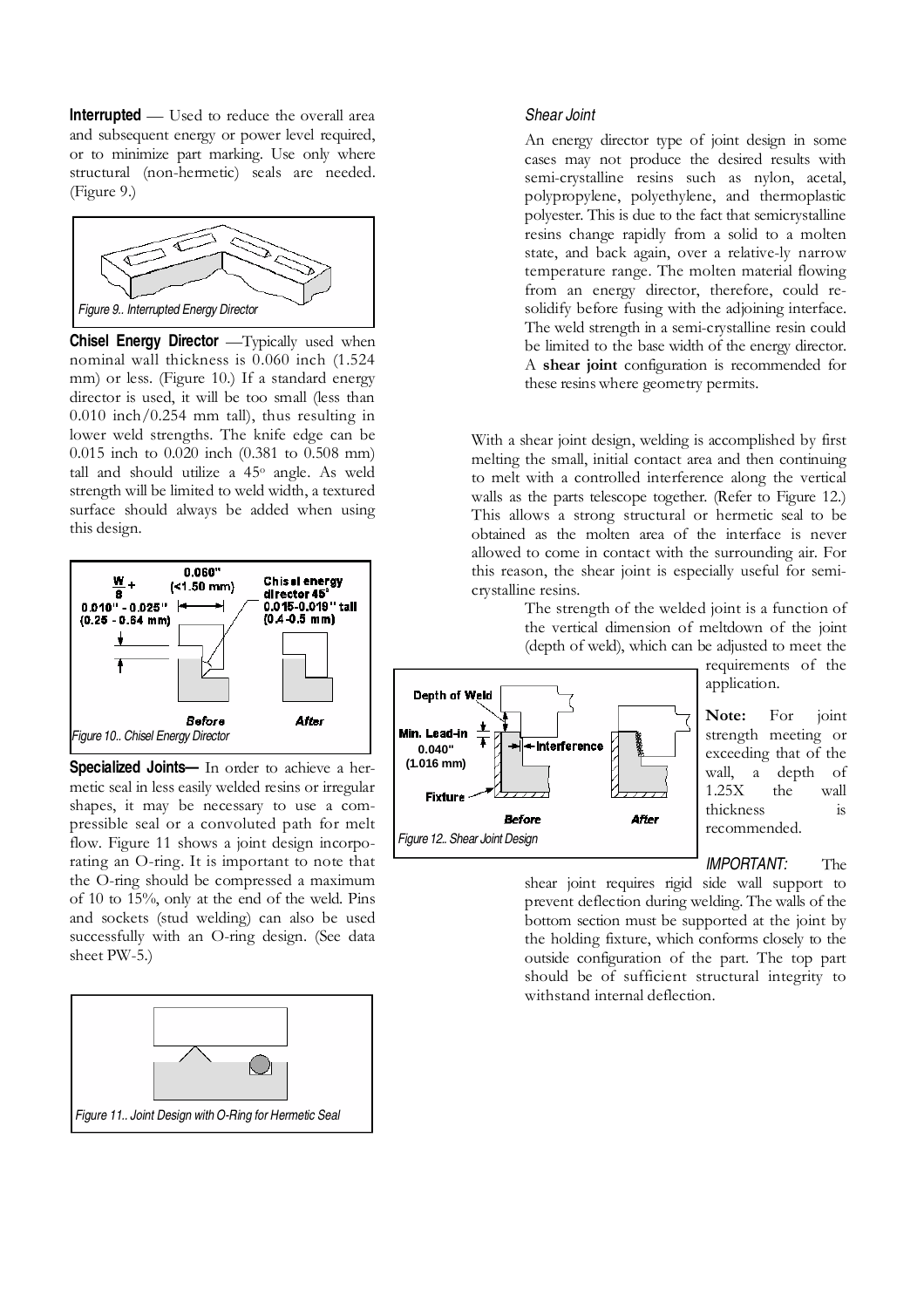**Interrupted** — Used to reduce the overall area and subsequent energy or power level required, or to minimize part marking. Use only where structural (non-hermetic) seals are needed. (Figure 9.)

*Figure 9.. Interrupted Energy Director*

**Chisel Energy Director** —Typically used when nominal wall thickness is 0.060 inch (1.524 mm) or less. (Figure 10.) If a standard energy director is used, it will be too small (less than 0.010 inch/0.254 mm tall), thus resulting in lower weld strengths. The knife edge can be 0.015 inch to 0.020 inch (0.381 to 0.508 mm) tall and should utilize a 45° angle. As weld strength will be limited to weld width, a textured surface should always be added when using this design.

*Figure 10.. Chisel Energy Director*

**Specialized Joints—** In order to achieve a hermetic seal in less easily welded resins or irregular shapes, it may be necessary to use a compressible seal or a convoluted path for melt flow. Figure 11 shows a joint design incorporating an O-ring. It is important to note that the O-ring should be compressed a maximum of 10 to 15%, only at the end of the weld. Pins and sockets (stud welding) can also be used successfully with an O-ring design. (See data sheet PW-5.)

*Figure 11.. Joint Design with O-Ring for Hermetic Seal*

### *Shear Joint*

An energy director type of joint design in some cases may not produce the desired results with semi-crystalline resins such as nylon, acetal, polypropylene, polyethylene, and thermoplastic polyester. This is due to the fact that semicrystalline resins change rapidly from a solid to a molten state, and back again, over a relative-ly narrow temperature range. The molten material flowing from an energy director, therefore, could re-solidify before fusing with the adjoining interface. The weld strength in a semi-crystalline resin could be limited to the base width of the energy director. A **shear joint** configuration is recommended for these resins where geometry permits.

With a shear joint design, welding is accomplished by first melting the small, initial contact area and then continuing to melt with a controlled interference along the vertical walls as the parts telescope together. (Refer to Figure 12.) This allows a strong structural or hermetic seal to be obtained as the molten area of the interface is never allowed to come in contact with the surrounding air. For this reason, the shear joint is especially useful for semi-crystalline resins.

The strength of the welded joint is a function of the vertical dimension of meltdown of the joint (depth of weld), which can be adjusted to meet the requirements of the application.

*Figure 12.. Shear Joint Design*

**Note:** For joint strength meeting or exceeding that of the wall, a depth of 1.25X the wall thickness is recommended.

*IMPORTANT:* The shear joint requires rigid side wall support to prevent deflection during welding. The walls of the bottom section must be supported at the joint by the holding fixture, which conforms closely to the outside configuration of the part. The top part should be of sufficient structural integrity to withstand internal deflection.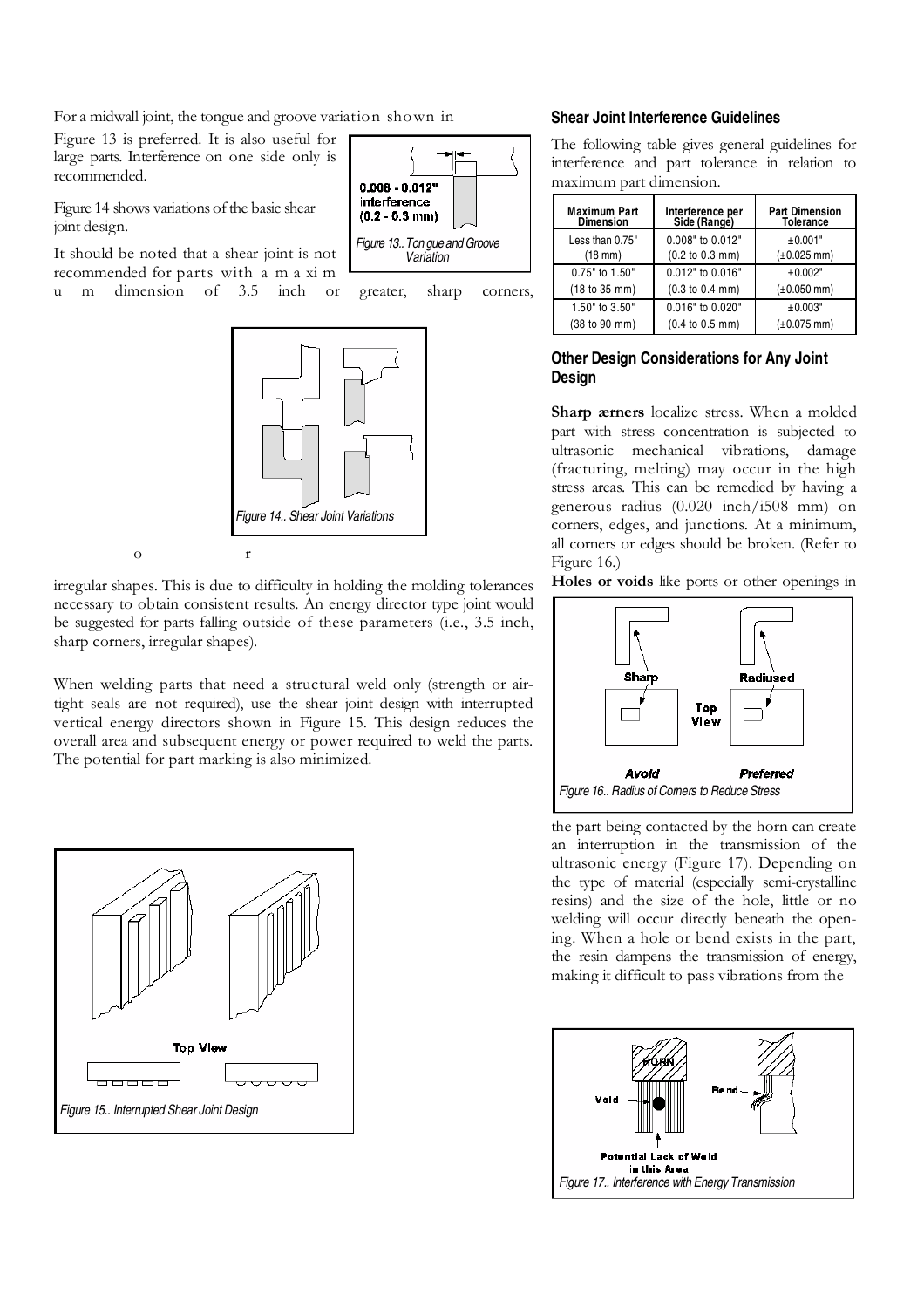For a midwall joint, the tongue and groove variation shown in Figure 13 is preferred. It is also useful for large parts. Interference on one side only is recommended.

0.008 - 0.012" interference (0.2 - 0.3 mm)

Figure 13.. Tongue and Groove Variation

Figure 14 shows variations of the basic shear joint design.

It should be noted that a shear joint is not recommended for parts with a maximum dimension of 3.5 inch or greater, sharp corners, or irregular shapes. This is due to difficulty in holding the molding tolerances necessary to obtain consistent results. An energy director type joint would be suggested for parts falling outside of these parameters (i.e., 3.5 inch, sharp corners, irregular shapes).

Figure 14.. Shear Joint Variations

When welding parts that need a structural weld only (strength or air-tight seals are not required), use the shear joint design with interrupted vertical energy directors shown in Figure 15. This design reduces the overall area and subsequent energy or power required to weld the parts. The potential for part marking is also minimized.

Top View

Figure 15.. Interrupted Shear Joint Design

### Shear Joint Interference Guidelines

The following table gives general guidelines for interference and part tolerance in relation to maximum part dimension.

| Maximum Part Dimension | Interference per Side (Range) | Part Dimension Tolerance |
|---|---|---|
| Less than 0.75" (18 mm) | 0.008" to 0.012" (0.2 to 0.3 mm) | ±0.001" (±0.025 mm) |
| 0.75" to 1.50" (18 to 35 mm) | 0.012" to 0.016" (0.3 to 0.4 mm) | ±0.002" (±0.050 mm) |
| 1.50" to 3.50" (38 to 90 mm) | 0.016" to 0.020" (0.4 to 0.5 mm) | ±0.003" (±0.075 mm) |

### Other Design Considerations for Any Joint Design

**Sharp corners** localize stress. When a molded part with stress concentration is subjected to ultrasonic mechanical vibrations, damage (fracturing, melting) may occur in the high stress areas. This can be remedied by having a generous radius (0.020 inch/0.508 mm) on corners, edges, and junctions. At a minimum, all corners or edges should be broken. (Refer to Figure 16.)

**Holes or voids** like ports or other openings in the part being contacted by the horn can create an interruption in the transmission of the ultrasonic energy (Figure 17). Depending on the type of material (especially semi-crystalline resins) and the size of the hole, little or no welding will occur directly beneath the opening. When a hole or bend exists in the part, the resin dampens the transmission of energy, making it difficult to pass vibrations from the

Sharp | Radiused | Top View | Avoid | Preferred

Figure 16.. Radius of Corners to Reduce Stress

HORN | Void | Bend | Potential Lack of Weld in this Area

Figure 17.. Interference with Energy Transmission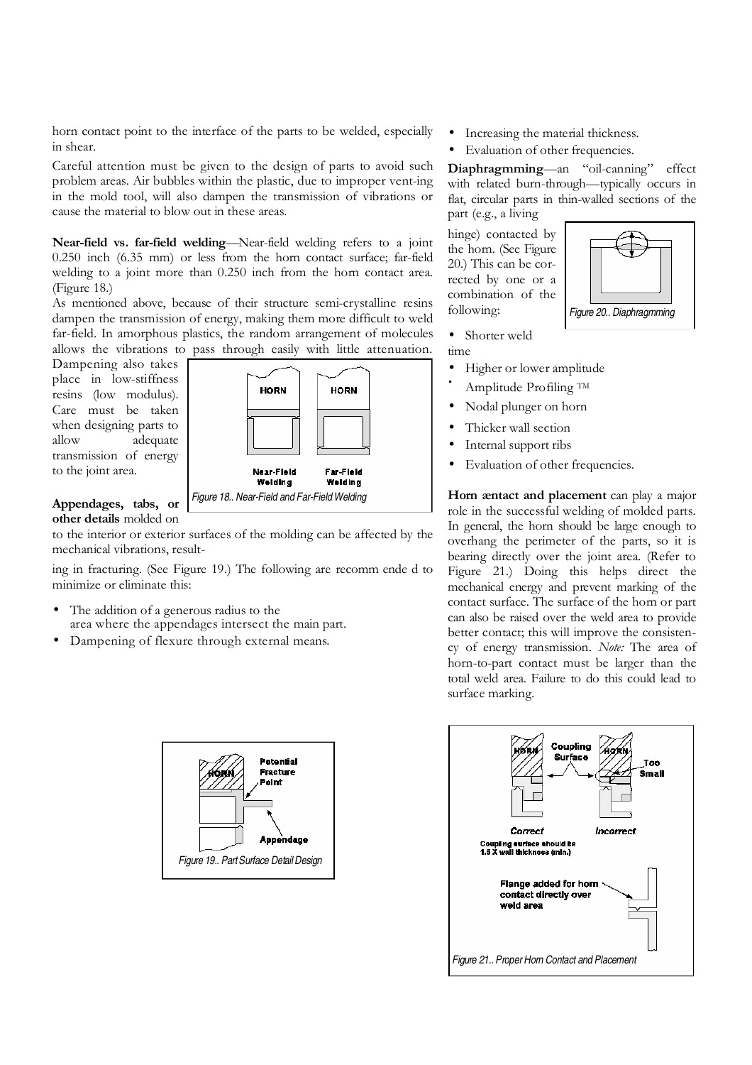horn contact point to the interface of the parts to be welded, especially in shear.

Careful attention must be given to the design of parts to avoid such problem areas. Air bubbles within the plastic, due to improper vent-ing in the mold tool, will also dampen the transmission of vibrations or cause the material to blow out in these areas.

**Near-field vs. far-field welding**—Near-field welding refers to a joint 0.250 inch (6.35 mm) or less from the horn contact surface; far-field welding to a joint more than 0.250 inch from the horn contact area. (Figure 18.)

As mentioned above, because of their structure semi-crystalline resins dampen the transmission of energy, making them more difficult to weld far-field. In amorphous plastics, the random arrangement of molecules allows the vibrations to pass through easily with little attenuation. Dampening also takes place in low-stiffness resins (low modulus). Care must be taken when designing parts to allow adequate transmission of energy to the joint area.

HORN
HORN
Near-Field Welding
Far-Field Welding

Figure 18.. Near-Field and Far-Field Welding

**Appendages, tabs, or other details** molded on to the interior or exterior surfaces of the molding can be affected by the mechanical vibrations, resulting in fracturing. (See Figure 19.) The following are recomm ende d to minimize or eliminate this:

- The addition of a generous radius to the area where the appendages intersect the main part.
- Dampening of flexure through external means.
- Increasing the material thickness.
- Evaluation of other frequencies.

HORN
Potential Fracture Point
Appendage

Figure 19.. Part Surface Detail Design

**Diaphragmming**—an "oil-canning" effect with related burn-through—typically occurs in flat, circular parts in thin-walled sections of the part (e.g., a living hinge) contacted by the horn. (See Figure 20.) This can be corrected by one or a combination of the following:

Figure 20.. Diaphragmming

- Shorter weld time
- Higher or lower amplitude
- Amplitude Profiling ™
- Nodal plunger on horn
- Thicker wall section
- Internal support ribs
- Evaluation of other frequencies.

**Horn æntact and placement** can play a major role in the successful welding of molded parts. In general, the horn should be large enough to overhang the perimeter of the parts, so it is bearing directly over the joint area. (Refer to Figure 21.) Doing this helps direct the mechanical energy and prevent marking of the contact surface. The surface of the horn or part can also be raised over the weld area to provide better contact; this will improve the consistency of energy transmission. *Note:* The area of horn-to-part contact must be larger than the total weld area. Failure to do this could lead to surface marking.

HORN
Coupling Surface
HORN
Too Small
Correct
Incorrect
Coupling surface should be 1.5 X wall thickness (min.)
Flange added for horn contact directly over weld area

Figure 21.. Proper Horn Contact and Placement